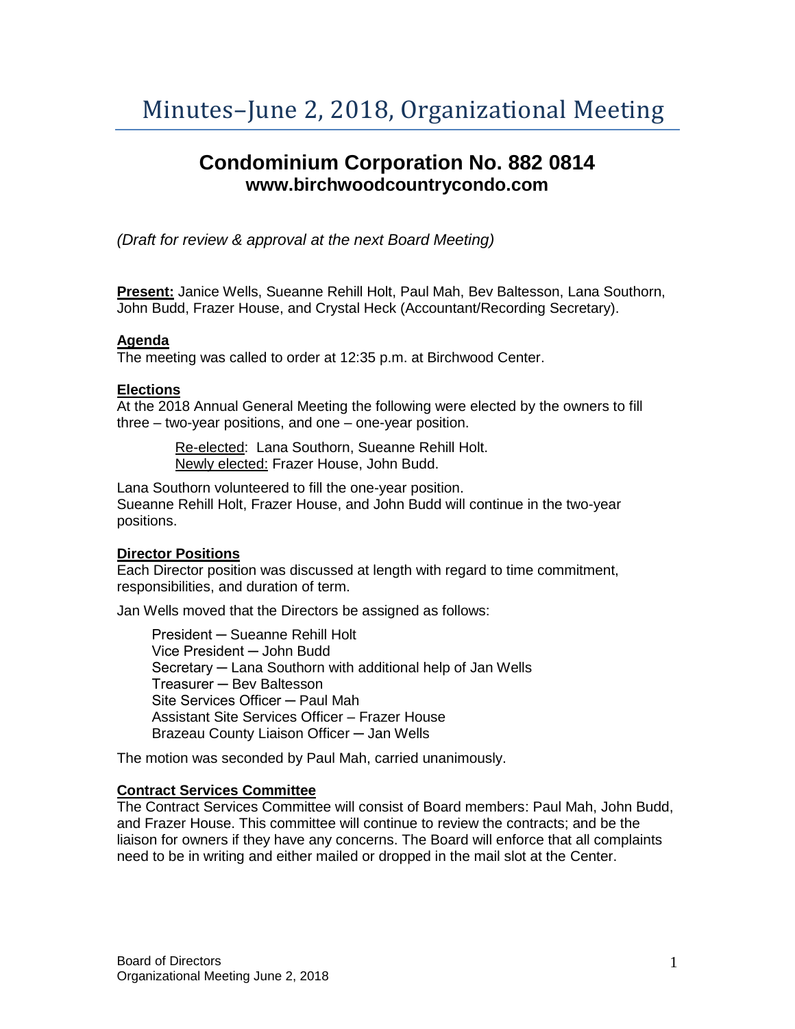# Minutes–June 2, 2018, Organizational Meeting

## Condominium Corporation No. 882 0814
### www.birchwoodcountrycondo.com

*(Draft for review & approval at the next Board Meeting)*

**Present:** Janice Wells, Sueanne Rehill Holt, Paul Mah, Bev Baltesson, Lana Southorn, John Budd, Frazer House, and Crystal Heck (Accountant/Recording Secretary).

**Agenda**

The meeting was called to order at 12:35 p.m. at Birchwood Center.

**Elections**

At the 2018 Annual General Meeting the following were elected by the owners to fill three – two-year positions, and one – one-year position.

> Re-elected: Lana Southorn, Sueanne Rehill Holt.
> Newly elected: Frazer House, John Budd.

Lana Southorn volunteered to fill the one-year position.
Sueanne Rehill Holt, Frazer House, and John Budd will continue in the two-year positions.

**Director Positions**

Each Director position was discussed at length with regard to time commitment, responsibilities, and duration of term.

Jan Wells moved that the Directors be assigned as follows:

> President ─ Sueanne Rehill Holt
> Vice President ─ John Budd
> Secretary ─ Lana Southorn with additional help of Jan Wells
> Treasurer ─ Bev Baltesson
> Site Services Officer ─ Paul Mah
> Assistant Site Services Officer – Frazer House
> Brazeau County Liaison Officer ─ Jan Wells

The motion was seconded by Paul Mah, carried unanimously.

**Contract Services Committee**

The Contract Services Committee will consist of Board members: Paul Mah, John Budd, and Frazer House. This committee will continue to review the contracts; and be the liaison for owners if they have any concerns. The Board will enforce that all complaints need to be in writing and either mailed or dropped in the mail slot at the Center.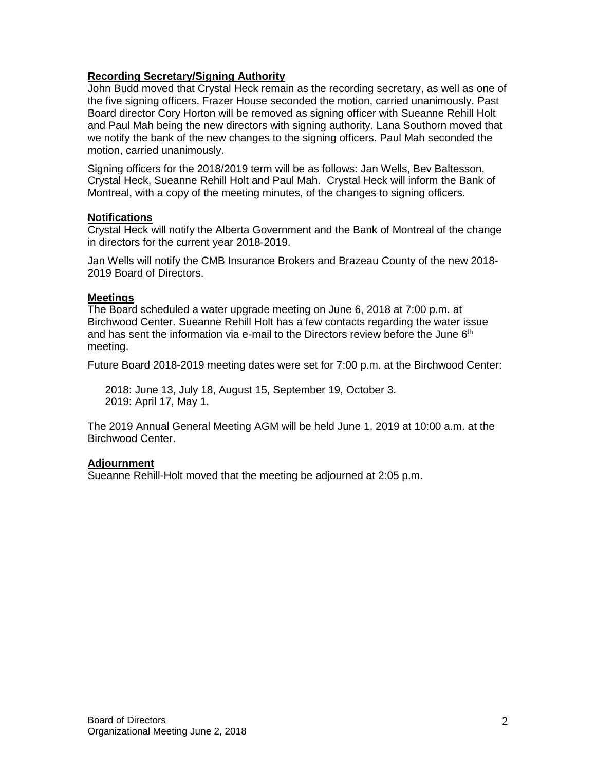**Recording Secretary/Signing Authority**

John Budd moved that Crystal Heck remain as the recording secretary, as well as one of the five signing officers. Frazer House seconded the motion, carried unanimously. Past Board director Cory Horton will be removed as signing officer with Sueanne Rehill Holt and Paul Mah being the new directors with signing authority. Lana Southorn moved that we notify the bank of the new changes to the signing officers. Paul Mah seconded the motion, carried unanimously.

Signing officers for the 2018/2019 term will be as follows: Jan Wells, Bev Baltesson, Crystal Heck, Sueanne Rehill Holt and Paul Mah. Crystal Heck will inform the Bank of Montreal, with a copy of the meeting minutes, of the changes to signing officers.

**Notifications**

Crystal Heck will notify the Alberta Government and the Bank of Montreal of the change in directors for the current year 2018-2019.

Jan Wells will notify the CMB Insurance Brokers and Brazeau County of the new 2018-2019 Board of Directors.

**Meetings**

The Board scheduled a water upgrade meeting on June 6, 2018 at 7:00 p.m. at Birchwood Center. Sueanne Rehill Holt has a few contacts regarding the water issue and has sent the information via e-mail to the Directors review before the June 6th meeting.

Future Board 2018-2019 meeting dates were set for 7:00 p.m. at the Birchwood Center:

2018: June 13, July 18, August 15, September 19, October 3.
2019: April 17, May 1.

The 2019 Annual General Meeting AGM will be held June 1, 2019 at 10:00 a.m. at the Birchwood Center.

**Adjournment**

Sueanne Rehill-Holt moved that the meeting be adjourned at 2:05 p.m.